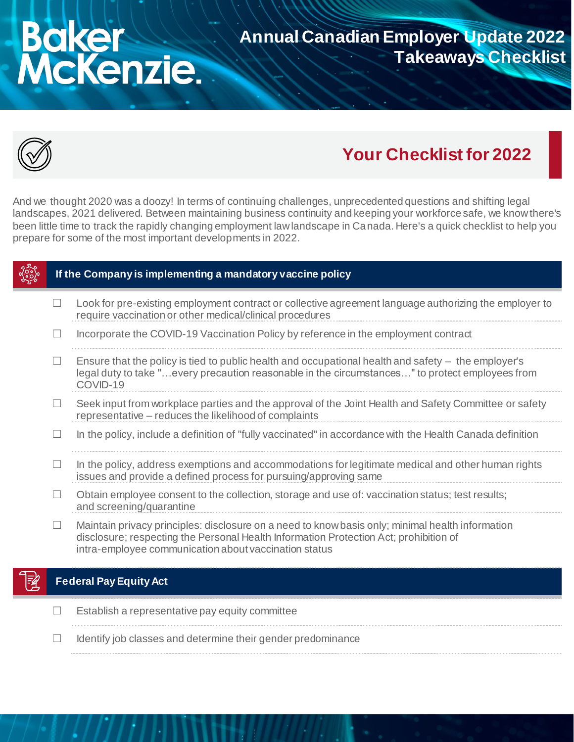# Annual Canadian Employer Update 2022 Takeaways Checklist

## Your Checklist for 2022

And we thought 2020 was a doozy! In terms of continuing challenges, unprecedented questions and shifting legal landscapes, 2021 delivered. Between maintaining business continuity and keeping your workforce safe, we know there's been little time to track the rapidly changing employment law landscape in Canada. Here's a quick checklist to help you prepare for some of the most important developments in 2022.

### If the Company is implementing a mandatory vaccine policy

- ☐ Look for pre-existing employment contract or collective agreement language authorizing the employer to require vaccination or other medical/clinical procedures
- ☐ Incorporate the COVID-19 Vaccination Policy by reference in the employment contract
- ☐ Ensure that the policy is tied to public health and occupational health and safety – the employer's legal duty to take "…every precaution reasonable in the circumstances…" to protect employees from COVID-19
- ☐ Seek input from workplace parties and the approval of the Joint Health and Safety Committee or safety representative – reduces the likelihood of complaints
- ☐ In the policy, include a definition of "fully vaccinated" in accordance with the Health Canada definition
- ☐ In the policy, address exemptions and accommodations for legitimate medical and other human rights issues and provide a defined process for pursuing/approving same
- ☐ Obtain employee consent to the collection, storage and use of: vaccination status; test results; and screening/quarantine
- ☐ Maintain privacy principles: disclosure on a need to know basis only; minimal health information disclosure; respecting the Personal Health Information Protection Act; prohibition of intra-employee communication about vaccination status

### Federal Pay Equity Act

- ☐ Establish a representative pay equity committee
- ☐ Identify job classes and determine their gender predominance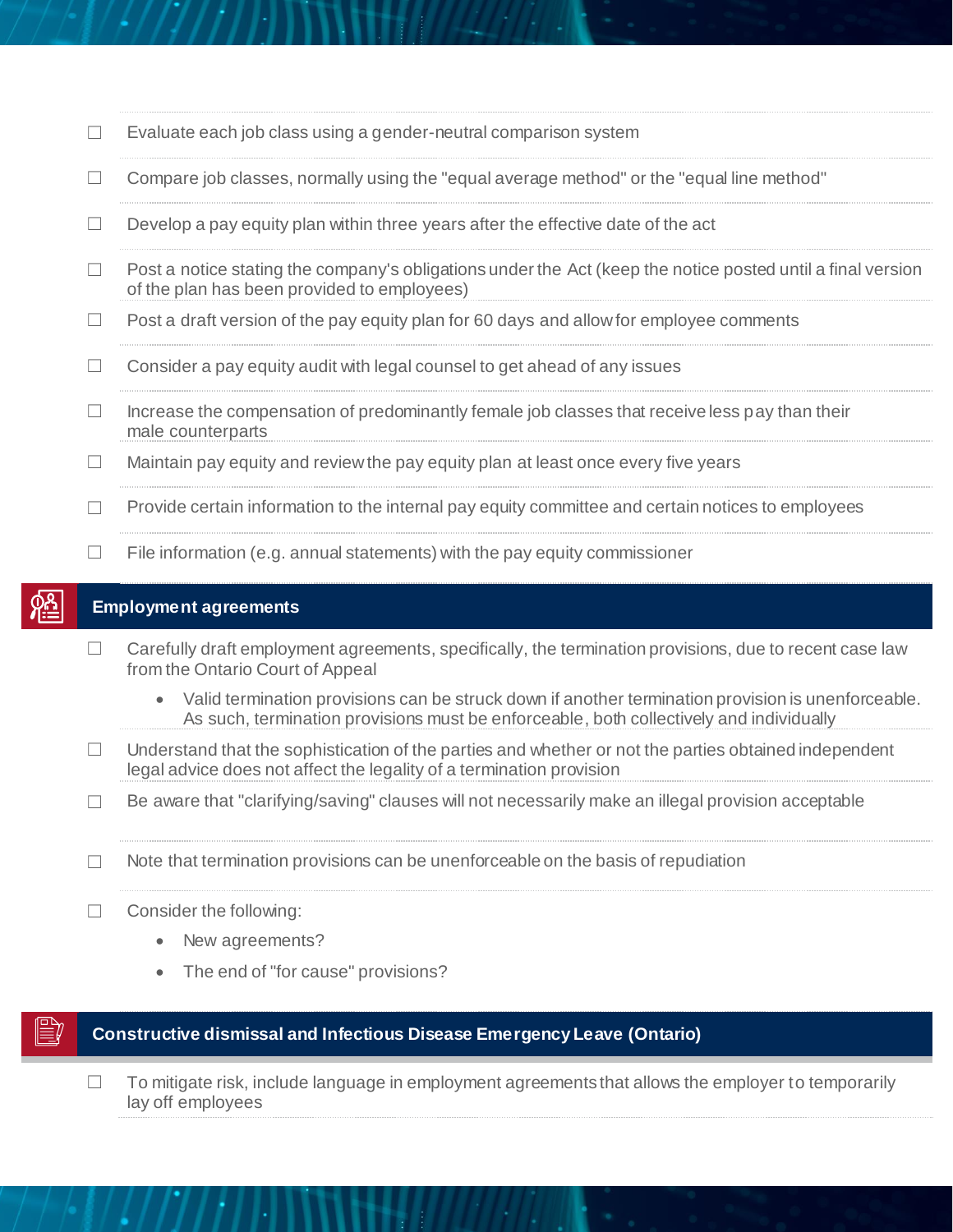- ☐ Evaluate each job class using a gender-neutral comparison system
- ☐ Compare job classes, normally using the "equal average method" or the "equal line method"
- ☐ Develop a pay equity plan within three years after the effective date of the act
- ☐ Post a notice stating the company's obligations under the Act (keep the notice posted until a final version of the plan has been provided to employees)
- ☐ Post a draft version of the pay equity plan for 60 days and allow for employee comments
- ☐ Consider a pay equity audit with legal counsel to get ahead of any issues
- ☐ Increase the compensation of predominantly female job classes that receive less pay than their male counterparts
- ☐ Maintain pay equity and review the pay equity plan at least once every five years
- ☐ Provide certain information to the internal pay equity committee and certain notices to employees
- ☐ File information (e.g. annual statements) with the pay equity commissioner

## Employment agreements

- ☐ Carefully draft employment agreements, specifically, the termination provisions, due to recent case law from the Ontario Court of Appeal
  - Valid termination provisions can be struck down if another termination provision is unenforceable. As such, termination provisions must be enforceable, both collectively and individually
- ☐ Understand that the sophistication of the parties and whether or not the parties obtained independent legal advice does not affect the legality of a termination provision
- ☐ Be aware that "clarifying/saving" clauses will not necessarily make an illegal provision acceptable
- ☐ Note that termination provisions can be unenforceable on the basis of repudiation
- ☐ Consider the following:
  - New agreements?
  - The end of "for cause" provisions?

## Constructive dismissal and Infectious Disease Emergency Leave (Ontario)

- ☐ To mitigate risk, include language in employment agreements that allows the employer to temporarily lay off employees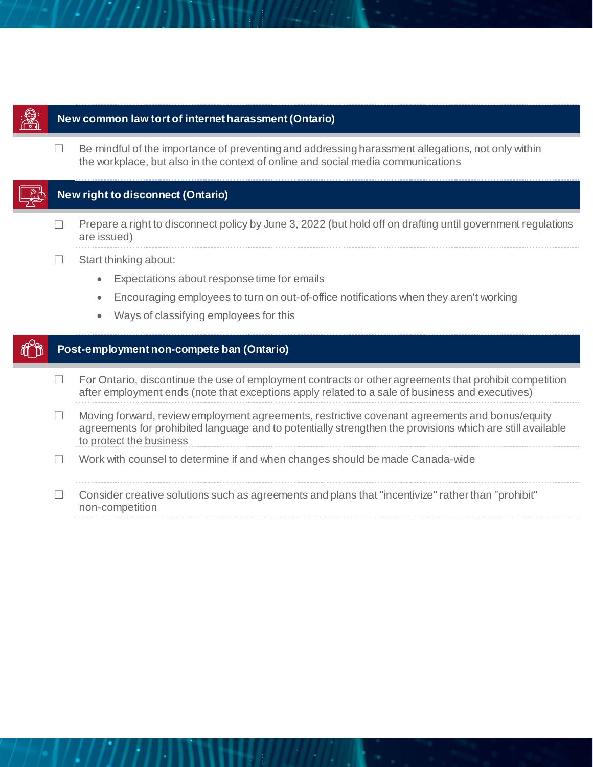## New common law tort of internet harassment (Ontario)

- ☐ Be mindful of the importance of preventing and addressing harassment allegations, not only within the workplace, but also in the context of online and social media communications

## New right to disconnect (Ontario)

- ☐ Prepare a right to disconnect policy by June 3, 2022 (but hold off on drafting until government regulations are issued)
- ☐ Start thinking about:
  - Expectations about response time for emails
  - Encouraging employees to turn on out-of-office notifications when they aren't working
  - Ways of classifying employees for this

## Post-employment non-compete ban (Ontario)

- ☐ For Ontario, discontinue the use of employment contracts or other agreements that prohibit competition after employment ends (note that exceptions apply related to a sale of business and executives)
- ☐ Moving forward, review employment agreements, restrictive covenant agreements and bonus/equity agreements for prohibited language and to potentially strengthen the provisions which are still available to protect the business
- ☐ Work with counsel to determine if and when changes should be made Canada-wide
- ☐ Consider creative solutions such as agreements and plans that "incentivize" rather than "prohibit" non-competition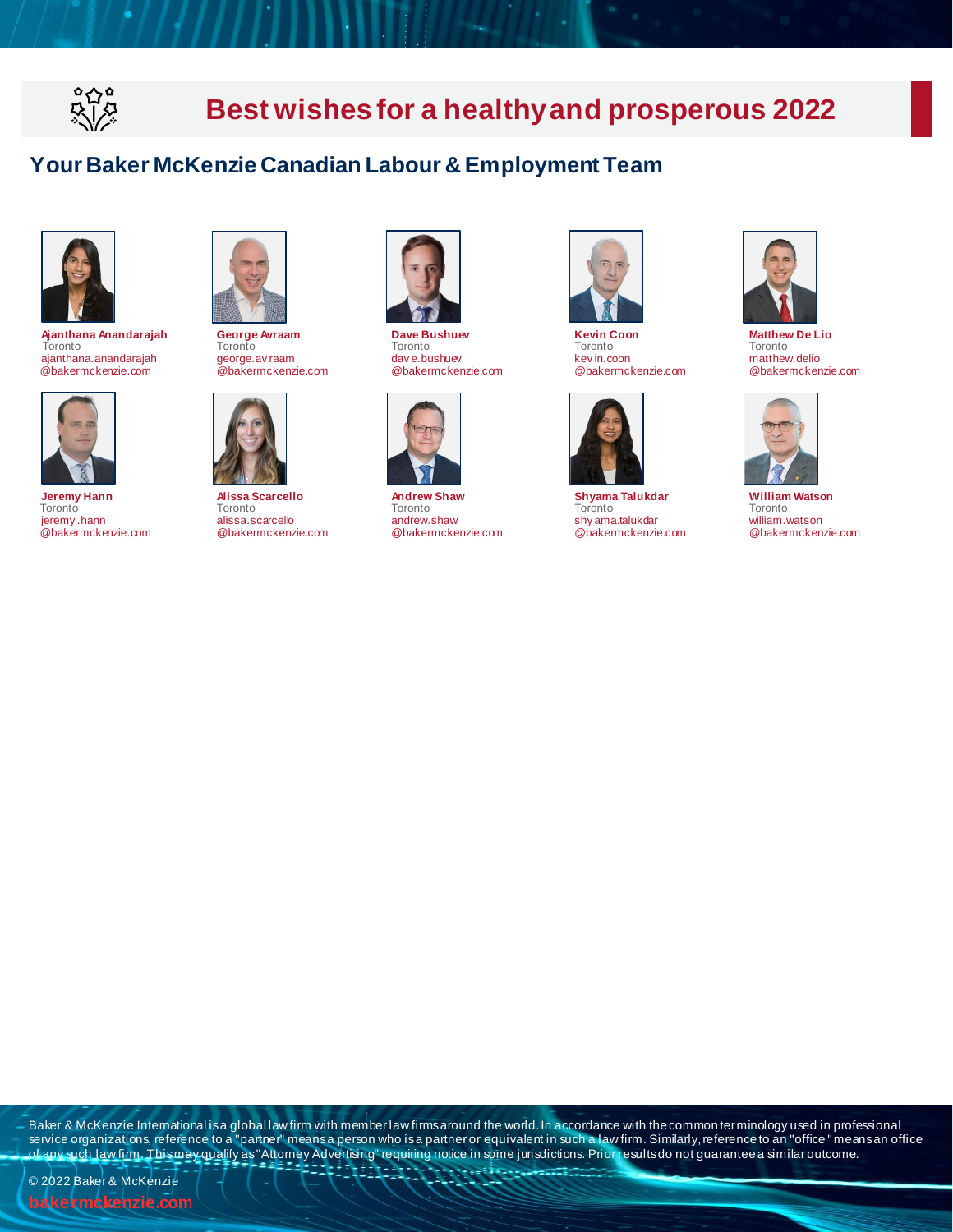# Best wishes for a healthy and prosperous 2022

## Your Baker McKenzie Canadian Labour & Employment Team

**Ajanthana Anandarajah**
Toronto
ajanthana.anandarajah@bakermckenzie.com

**George Avraam**
Toronto
george.avraam@bakermckenzie.com

**Dave Bushuev**
Toronto
dave.bushuev@bakermckenzie.com

**Kevin Coon**
Toronto
kevin.coon@bakermckenzie.com

**Matthew De Lio**
Toronto
matthew.delio@bakermckenzie.com

**Jeremy Hann**
Toronto
jeremy.hann@bakermckenzie.com

**Alissa Scarcello**
Toronto
alissa.scarcello@bakermckenzie.com

**Andrew Shaw**
Toronto
andrew.shaw@bakermckenzie.com

**Shyama Talukdar**
Toronto
shyama.talukdar@bakermckenzie.com

**William Watson**
Toronto
william.watson@bakermckenzie.com

Baker & McKenzie International is a global law firm with member law firms around the world. In accordance with the common terminology used in professional service organizations, reference to a "partner" means a person who is a partner or equivalent in such a law firm. Similarly, reference to an "office" means an office of any such law firm. This may qualify as "Attorney Advertising" requiring notice in some jurisdictions. Prior results do not guarantee a similar outcome.

© 2022 Baker & McKenzie

bakermckenzie.com